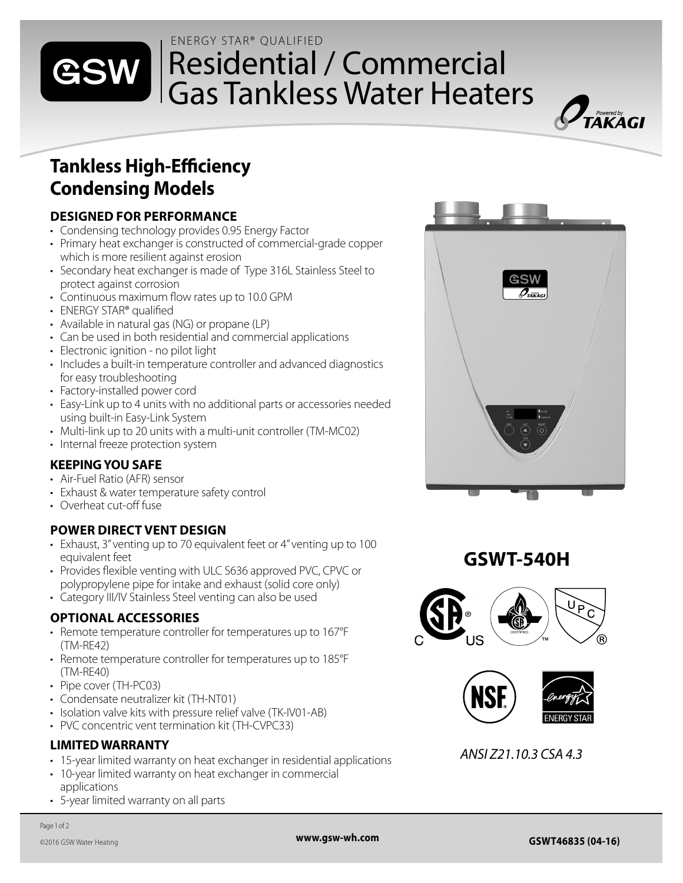ENERGY STAR® QUALIFIED

# Residential / Commercial Gas Tankless Water Heaters

## Tankless High-Efficiency Condensing Models

### DESIGNED FOR PERFORMANCE

- Condensing technology provides 0.95 Energy Factor
- Primary heat exchanger is constructed of commercial-grade copper which is more resilient against erosion
- Secondary heat exchanger is made of Type 316L Stainless Steel to protect against corrosion
- Continuous maximum flow rates up to 10.0 GPM
- ENERGY STAR® qualified
- Available in natural gas (NG) or propane (LP)
- Can be used in both residential and commercial applications
- Electronic ignition - no pilot light
- Includes a built-in temperature controller and advanced diagnostics for easy troubleshooting
- Factory-installed power cord
- Easy-Link up to 4 units with no additional parts or accessories needed using built-in Easy-Link System
- Multi-link up to 20 units with a multi-unit controller (TM-MC02)
- Internal freeze protection system

### KEEPING YOU SAFE

- Air-Fuel Ratio (AFR) sensor
- Exhaust & water temperature safety control
- Overheat cut-off fuse

### POWER DIRECT VENT DESIGN

- Exhaust, 3" venting up to 70 equivalent feet or 4" venting up to 100 equivalent feet
- Provides flexible venting with ULC S636 approved PVC, CPVC or polypropylene pipe for intake and exhaust (solid core only)
- Category III/IV Stainless Steel venting can also be used

### OPTIONAL ACCESSORIES

- Remote temperature controller for temperatures up to 167°F (TM-RE42)
- Remote temperature controller for temperatures up to 185°F (TM-RE40)
- Pipe cover (TH-PC03)
- Condensate neutralizer kit (TH-NT01)
- Isolation valve kits with pressure relief valve (TK-IV01-AB)
- PVC concentric vent termination kit (TH-CVPC33)

### LIMITED WARRANTY

- 15-year limited warranty on heat exchanger in residential applications
- 10-year limited warranty on heat exchanger in commercial applications
- 5-year limited warranty on all parts

## GSWT-540H

*ANSI Z21.10.3 CSA 4.3*

©2016 GSW Water Heating

www.gsw-wh.com

GSWT46835 (04-16)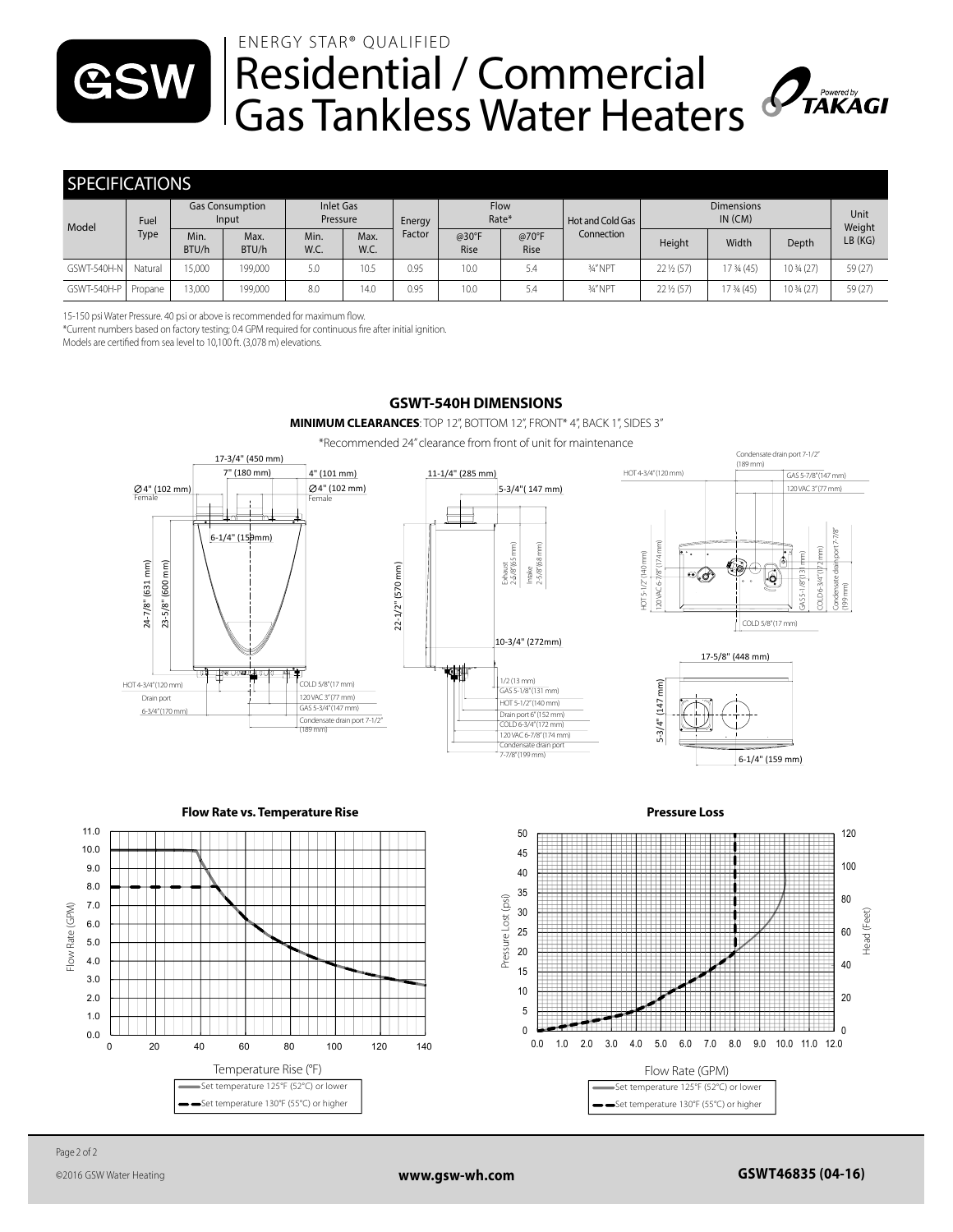# ENERGY STAR® QUALIFIED

# Residential / Commercial Gas Tankless Water Heaters

Powered by TAKAGI

## SPECIFICATIONS

| Model | Fuel Type | Gas Consumption Input | | Inlet Gas Pressure | | Energy Factor | Flow Rate* | | Hot and Cold Gas Connection | Dimensions IN (CM) | | | Unit Weight LB (KG) |
|---|---|---|---|---|---|---|---|---|---|---|---|---|---|
| | | Min. BTU/h | Max. BTU/h | Min. W.C. | Max. W.C. | | @30°F Rise | @70°F Rise | | Height | Width | Depth | |
| GSWT-540H-N | Natural | 15,000 | 199,000 | 5.0 | 10.5 | 0.95 | 10.0 | 5.4 | ¾" NPT | 22 ½ (57) | 17 ¾ (45) | 10 ¾ (27) | 59 (27) |
| GSWT-540H-P | Propane | 13,000 | 199,000 | 8.0 | 14.0 | 0.95 | 10.0 | 5.4 | ¾" NPT | 22 ½ (57) | 17 ¾ (45) | 10 ¾ (27) | 59 (27) |

15-150 psi Water Pressure. 40 psi or above is recommended for maximum flow.

*Current numbers based on factory testing; 0.4 GPM required for continuous fire after initial ignition.

Models are certified from sea level to 10,100 ft. (3,078 m) elevations.

### GSWT-540H DIMENSIONS

**MINIMUM CLEARANCES**: TOP 12", BOTTOM 12", FRONT* 4", BACK 1", SIDES 3"

*Recommended 24" clearance from front of unit for maintenance

17-3/4" (450 mm)
7" (180 mm)
4" (101 mm)
Ø 4" (102 mm) Female
Ø 4" (102 mm) Female
6-1/4" (159mm)
24-7/8" (631 mm)
23-5/8" (600 mm)
HOT 4-3/4" (120 mm)
Drain port 6-3/4" (170 mm)
COLD 5/8" (17 mm)
120 VAC 3" (77 mm)
GAS 5-3/4" (147 mm)
Condensate drain port 7-1/2" (189 mm)

11-1/4" (285 mm)
5-3/4" (147 mm)
22-1/2" (570 mm)
Exhaust 2-5/8" (65 mm)
Intake 2-5/8" (68 mm)
10-3/4" (272mm)
1/2 (13 mm)
GAS 5-1/8" (131 mm)
HOT 5-1/2" (140 mm)
Drain port 6" (152 mm)
COLD 6-3/4" (172 mm)
120 VAC 6-7/8" (174 mm)
Condensate drain port 7-7/8" (199 mm)

Condensate drain port 7-1/2" (189 mm)
HOT 4-3/4" (120 mm)
GAS 5-7/8" (147 mm)
120 VAC 3" (77 mm)
HOT 5-1/2" (140 mm)
120 VAC 6-7/8" (174 mm)
GAS 5-1/8" (131 mm)
COLD 6-3/4" (172 mm)
Condensate drain port 7-7/8" (199 mm)
COLD 5/8" (17 mm)

17-5/8" (448 mm)
5-3/4" (147 mm)
6-1/4" (159 mm)

**Flow Rate vs. Temperature Rise**

Flow Rate (GPM)
Temperature Rise (°F)
Set temperature 125°F (52°C) or lower
Set temperature 130°F (55°C) or higher

**Pressure Loss**

Pressure Lost (psi)
Head (Feet)
Flow Rate (GPM)
Set temperature 125°F (52°C) or lower
Set temperature 130°F (55°C) or higher

©2016 GSW Water Heating

**www.gsw-wh.com**

**GSWT46835 (04-16)**